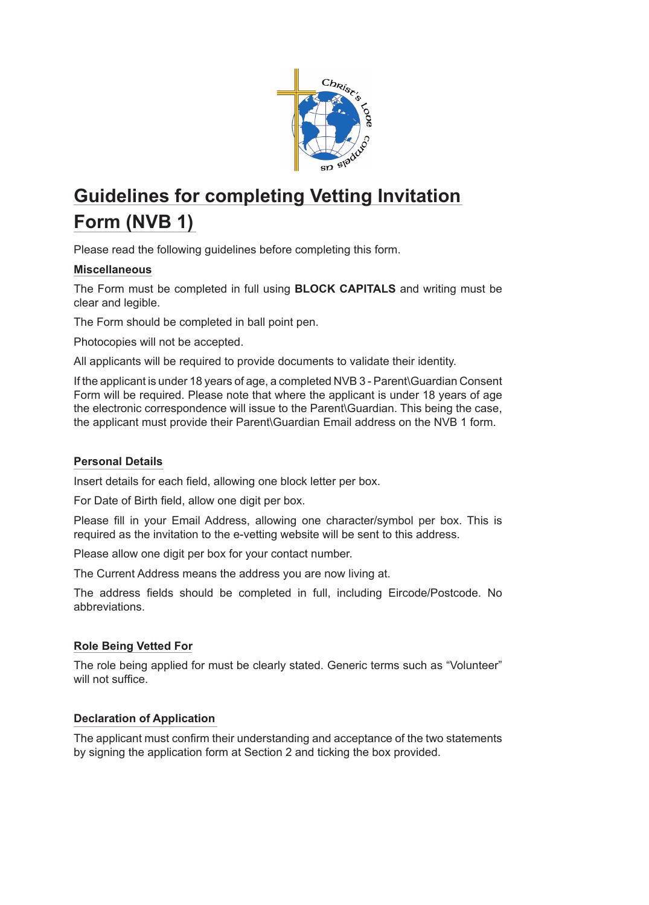# Guidelines for completing Vetting Invitation Form (NVB 1)

Please read the following guidelines before completing this form.

## Miscellaneous

The Form must be completed in full using **BLOCK CAPITALS** and writing must be clear and legible.

The Form should be completed in ball point pen.

Photocopies will not be accepted.

All applicants will be required to provide documents to validate their identity.

If the applicant is under 18 years of age, a completed NVB 3 - Parent\Guardian Consent Form will be required. Please note that where the applicant is under 18 years of age the electronic correspondence will issue to the Parent\Guardian. This being the case, the applicant must provide their Parent\Guardian Email address on the NVB 1 form.

## Personal Details

Insert details for each field, allowing one block letter per box.

For Date of Birth field, allow one digit per box.

Please fill in your Email Address, allowing one character/symbol per box. This is required as the invitation to the e-vetting website will be sent to this address.

Please allow one digit per box for your contact number.

The Current Address means the address you are now living at.

The address fields should be completed in full, including Eircode/Postcode. No abbreviations.

## Role Being Vetted For

The role being applied for must be clearly stated. Generic terms such as "Volunteer" will not suffice.

## Declaration of Application

The applicant must confirm their understanding and acceptance of the two statements by signing the application form at Section 2 and ticking the box provided.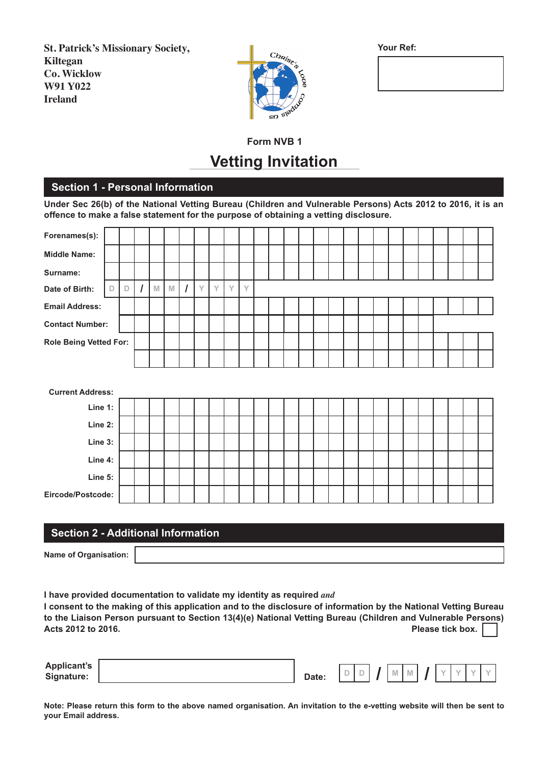**St. Patrick's Missionary Society,**
**Kiltegan**
**Co. Wicklow**
**W91 Y022**
**Ireland**

Christ's Love Compels Us

**Your Ref:**

**Form NVB 1**

# Vetting Invitation

## Section 1 - Personal Information

**Under Sec 26(b) of the National Vetting Bureau (Children and Vulnerable Persons) Acts 2012 to 2016, it is an offence to make a false statement for the purpose of obtaining a vetting disclosure.**

**Forenames(s):**

**Middle Name:**

**Surname:**

**Date of Birth:** D D / M M / Y Y Y Y

**Email Address:**

**Contact Number:**

**Role Being Vetted For:**

**Current Address:**

**Line 1:**

**Line 2:**

**Line 3:**

**Line 4:**

**Line 5:**

**Eircode/Postcode:**

## Section 2 - Additional Information

**Name of Organisation:**

**I have provided documentation to validate my identity as required** ***and***
**I consent to the making of this application and to the disclosure of information by the National Vetting Bureau to the Liaison Person pursuant to Section 13(4)(e) National Vetting Bureau (Children and Vulnerable Persons) Acts 2012 to 2016.** **Please tick box.** ☐

**Applicant's Signature:**

**Date:** D D / M M / Y Y Y Y

**Note: Please return this form to the above named organisation. An invitation to the e-vetting website will then be sent to your Email address.**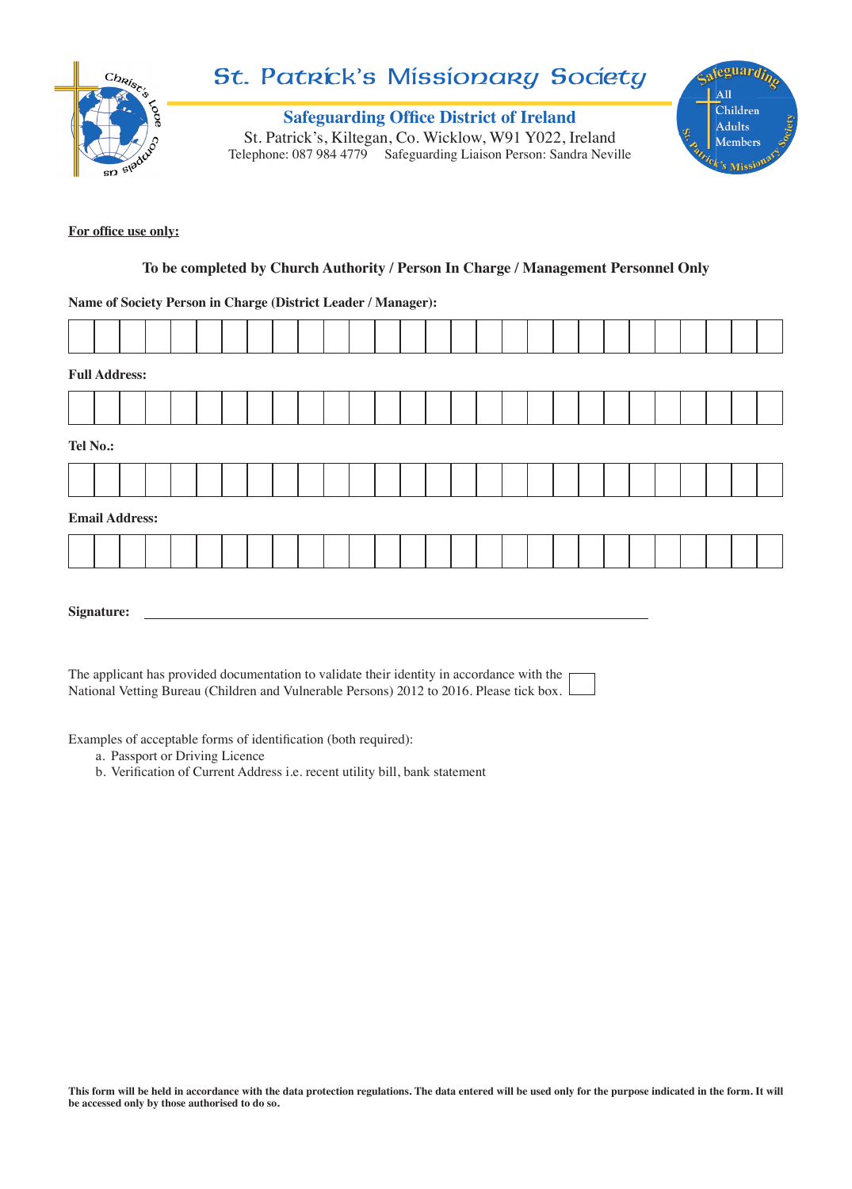# St. Patrick's Missionary Society

## Safeguarding Office District of Ireland

St. Patrick's, Kiltegan, Co. Wicklow, W91 Y022, Ireland
Telephone: 087 984 4779 Safeguarding Liaison Person: Sandra Neville

**For office use only:**

**To be completed by Church Authority / Person In Charge / Management Personnel Only**

**Name of Society Person in Charge (District Leader / Manager):**

**Full Address:**

**Tel No.:**

**Email Address:**

**Signature:** ____________________________________________

The applicant has provided documentation to validate their identity in accordance with the National Vetting Bureau (Children and Vulnerable Persons) 2012 to 2016. Please tick box. ☐

Examples of acceptable forms of identification (both required):

a. Passport or Driving Licence
b. Verification of Current Address i.e. recent utility bill, bank statement

**This form will be held in accordance with the data protection regulations. The data entered will be used only for the purpose indicated in the form. It will be accessed only by those authorised to do so.**